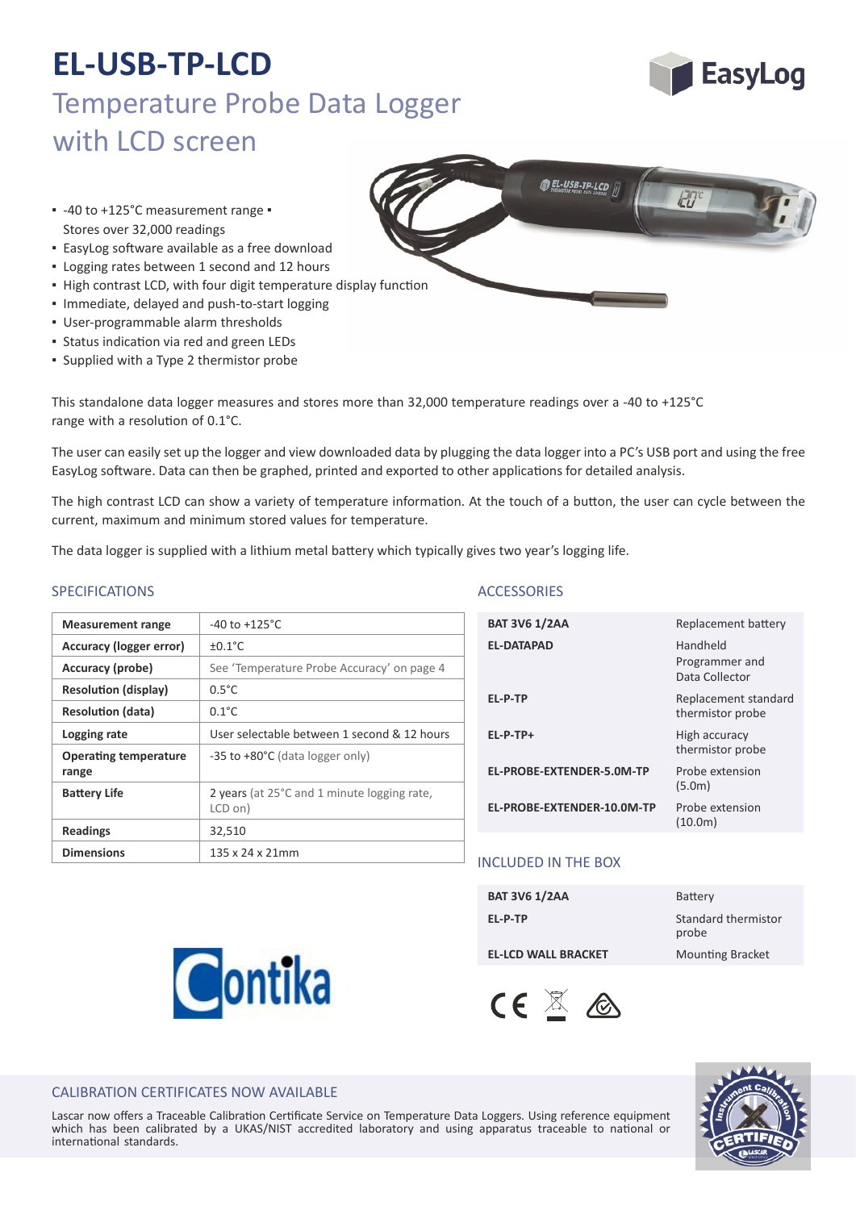# EL-USB-TP-LCD

## Temperature Probe Data Logger with LCD screen

- -40 to +125°C measurement range
- Stores over 32,000 readings
- EasyLog software available as a free download
- Logging rates between 1 second and 12 hours
- High contrast LCD, with four digit temperature display function
- Immediate, delayed and push-to-start logging
- User-programmable alarm thresholds
- Status indication via red and green LEDs
- Supplied with a Type 2 thermistor probe

This standalone data logger measures and stores more than 32,000 temperature readings over a -40 to +125°C range with a resolution of 0.1°C.

The user can easily set up the logger and view downloaded data by plugging the data logger into a PC's USB port and using the free EasyLog software. Data can then be graphed, printed and exported to other applications for detailed analysis.

The high contrast LCD can show a variety of temperature information. At the touch of a button, the user can cycle between the current, maximum and minimum stored values for temperature.

The data logger is supplied with a lithium metal battery which typically gives two year's logging life.

### SPECIFICATIONS

| | |
|---|---|
| **Measurement range** | -40 to +125°C |
| **Accuracy (logger error)** | ±0.1°C |
| **Accuracy (probe)** | See 'Temperature Probe Accuracy' on page 4 |
| **Resolution (display)** | 0.5°C |
| **Resolution (data)** | 0.1°C |
| **Logging rate** | User selectable between 1 second & 12 hours |
| **Operating temperature range** | -35 to +80°C (data logger only) |
| **Battery Life** | 2 years (at 25°C and 1 minute logging rate, LCD on) |
| **Readings** | 32,510 |
| **Dimensions** | 135 x 24 x 21mm |

### ACCESSORIES

| | |
|---|---|
| **BAT 3V6 1/2AA** | Replacement battery |
| **EL-DATAPAD** | Handheld Programmer and Data Collector |
| **EL-P-TP** | Replacement standard thermistor probe |
| **EL-P-TP+** | High accuracy thermistor probe |
| **EL-PROBE-EXTENDER-5.0M-TP** | Probe extension (5.0m) |
| **EL-PROBE-EXTENDER-10.0M-TP** | Probe extension (10.0m) |

### INCLUDED IN THE BOX

| | |
|---|---|
| **BAT 3V6 1/2AA** | Battery |
| **EL-P-TP** | Standard thermistor probe |
| **EL-LCD WALL BRACKET** | Mounting Bracket |

### CALIBRATION CERTIFICATES NOW AVAILABLE

Lascar now offers a Traceable Calibration Certificate Service on Temperature Data Loggers. Using reference equipment which has been calibrated by a UKAS/NIST accredited laboratory and using apparatus traceable to national or international standards.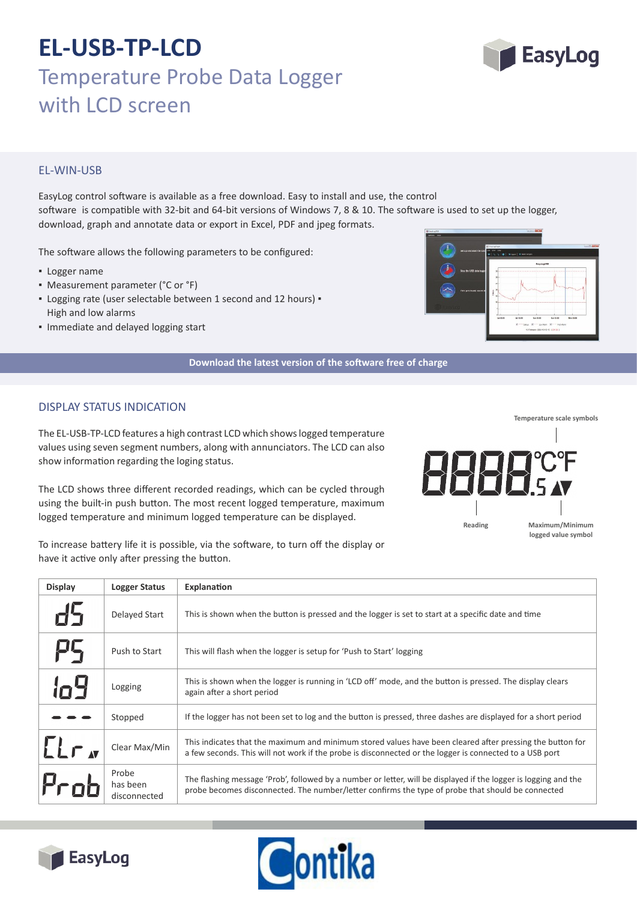# EL-USB-TP-LCD

## Temperature Probe Data Logger with LCD screen

## EL-WIN-USB

EasyLog control software is available as a free download. Easy to install and use, the control software is compatible with 32-bit and 64-bit versions of Windows 7, 8 & 10. The software is used to set up the logger, download, graph and annotate data or export in Excel, PDF and jpeg formats.

The software allows the following parameters to be configured:

- Logger name
- Measurement parameter (°C or °F)
- Logging rate (user selectable between 1 second and 12 hours) ▪ High and low alarms
- Immediate and delayed logging start

**Download the latest version of the software free of charge**

## DISPLAY STATUS INDICATION

The EL-USB-TP-LCD features a high contrast LCD which shows logged temperature values using seven segment numbers, along with annunciators. The LCD can also show information regarding the loging status.

The LCD shows three different recorded readings, which can be cycled through using the built-in push button. The most recent logged temperature, maximum logged temperature and minimum logged temperature can be displayed.

To increase battery life it is possible, via the software, to turn off the display or have it active only after pressing the button.

Temperature scale symbols

Reading

Maximum/Minimum logged value symbol

| Display | Logger Status | Explanation |
|---|---|---|
| dS | Delayed Start | This is shown when the button is pressed and the logger is set to start at a specific date and time |
| PS | Push to Start | This will flash when the logger is setup for 'Push to Start' logging |
| log | Logging | This is shown when the logger is running in 'LCD off' mode, and the button is pressed. The display clears again after a short period |
| - - - | Stopped | If the logger has not been set to log and the button is pressed, three dashes are displayed for a short period |
| CLr | Clear Max/Min | This indicates that the maximum and minimum stored values have been cleared after pressing the button for a few seconds. This will not work if the probe is disconnected or the logger is connected to a USB port |
| Prob | Probe has been disconnected | The flashing message 'Prob', followed by a number or letter, will be displayed if the logger is logging and the probe becomes disconnected. The number/letter confirms the type of probe that should be connected |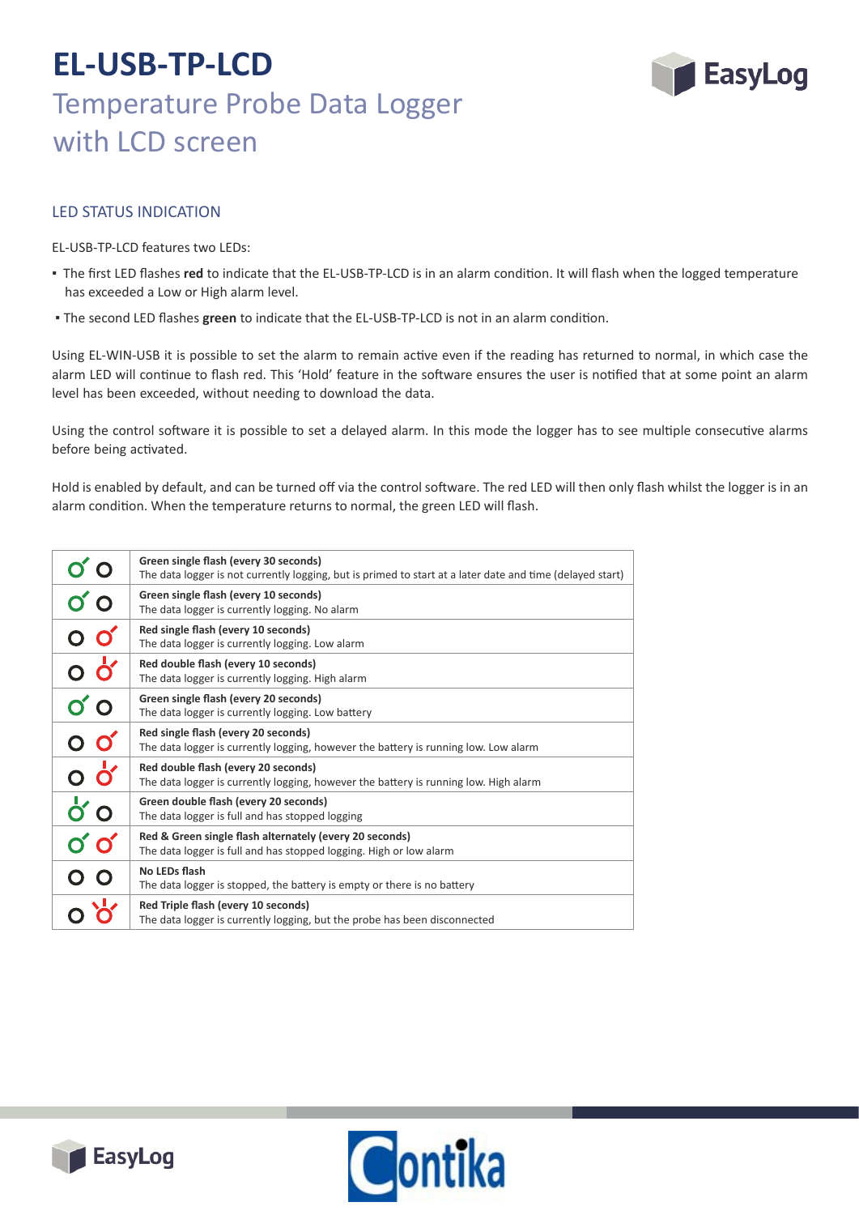# EL-USB-TP-LCD

## Temperature Probe Data Logger with LCD screen

### LED STATUS INDICATION

EL-USB-TP-LCD features two LEDs:

- The first LED flashes **red** to indicate that the EL-USB-TP-LCD is in an alarm condition. It will flash when the logged temperature has exceeded a Low or High alarm level.
- The second LED flashes **green** to indicate that the EL-USB-TP-LCD is not in an alarm condition.

Using EL-WIN-USB it is possible to set the alarm to remain active even if the reading has returned to normal, in which case the alarm LED will continue to flash red. This 'Hold' feature in the software ensures the user is notified that at some point an alarm level has been exceeded, without needing to download the data.

Using the control software it is possible to set a delayed alarm. In this mode the logger has to see multiple consecutive alarms before being activated.

Hold is enabled by default, and can be turned off via the control software. The red LED will then only flash whilst the logger is in an alarm condition. When the temperature returns to normal, the green LED will flash.

| LEDs | Status |
|---|---|
| Green flash | **Green single flash (every 30 seconds)**<br>The data logger is not currently logging, but is primed to start at a later date and time (delayed start) |
| Green flash | **Green single flash (every 10 seconds)**<br>The data logger is currently logging. No alarm |
| Red flash | **Red single flash (every 10 seconds)**<br>The data logger is currently logging. Low alarm |
| Red double flash | **Red double flash (every 10 seconds)**<br>The data logger is currently logging. High alarm |
| Green flash | **Green single flash (every 20 seconds)**<br>The data logger is currently logging. Low battery |
| Red flash | **Red single flash (every 20 seconds)**<br>The data logger is currently logging, however the battery is running low. Low alarm |
| Red double flash | **Red double flash (every 20 seconds)**<br>The data logger is currently logging, however the battery is running low. High alarm |
| Green double flash | **Green double flash (every 20 seconds)**<br>The data logger is full and has stopped logging |
| Red & green flash | **Red & Green single flash alternately (every 20 seconds)**<br>The data logger is full and has stopped logging. High or low alarm |
| No flash | **No LEDs flash**<br>The data logger is stopped, the battery is empty or there is no battery |
| Red triple flash | **Red Triple flash (every 10 seconds)**<br>The data logger is currently logging, but the probe has been disconnected |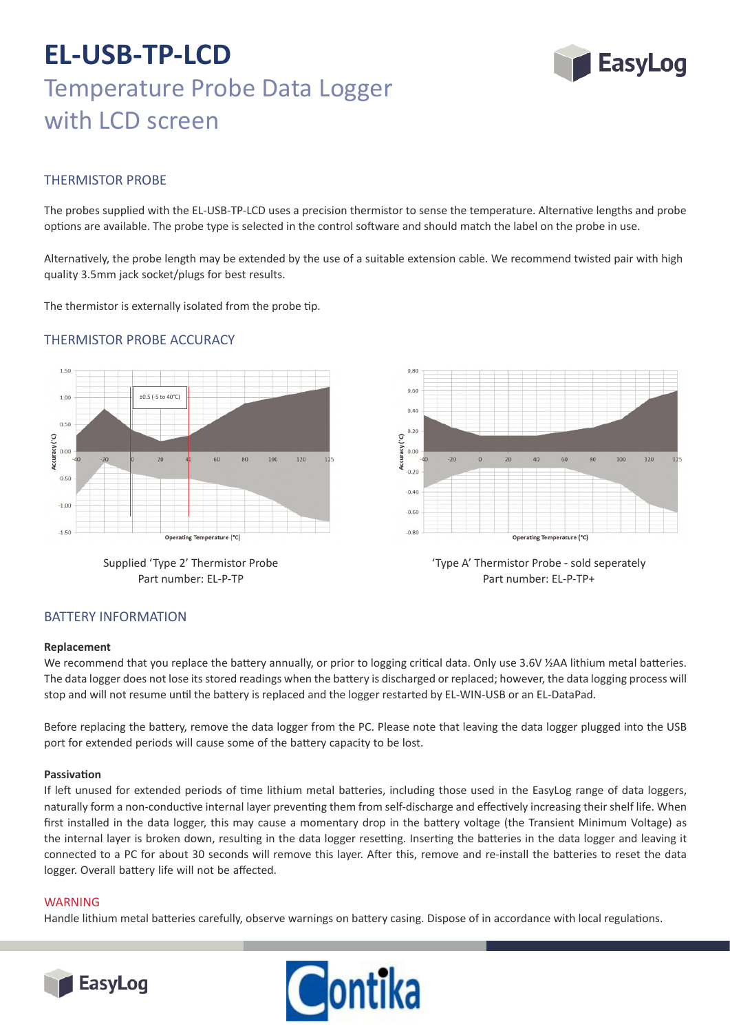# EL-USB-TP-LCD

## Temperature Probe Data Logger with LCD screen

### THERMISTOR PROBE

The probes supplied with the EL-USB-TP-LCD uses a precision thermistor to sense the temperature. Alternative lengths and probe options are available. The probe type is selected in the control software and should match the label on the probe in use.

Alternatively, the probe length may be extended by the use of a suitable extension cable. We recommend twisted pair with high quality 3.5mm jack socket/plugs for best results.

The thermistor is externally isolated from the probe tip.

### THERMISTOR PROBE ACCURACY

1.50
1.00
0.50
0.00
-0.50
-1.00
-1.50
Accuracy (°C)
±0.5 (-5 to 40°C)
-40 -20 0 20 40 60 80 100 120 125
Operating Temperature (°C)

Supplied 'Type 2' Thermistor Probe
Part number: EL-P-TP

0.80
0.60
0.40
0.20
0.00
-0.20
-0.40
-0.60
-0.80
Accuracy (°C)
-40 -20 0 20 40 60 80 100 120 125
Operating Temperature (°C)

'Type A' Thermistor Probe - sold seperately
Part number: EL-P-TP+

### BATTERY INFORMATION

**Replacement**

We recommend that you replace the battery annually, or prior to logging critical data. Only use 3.6V ½AA lithium metal batteries. The data logger does not lose its stored readings when the battery is discharged or replaced; however, the data logging process will stop and will not resume until the battery is replaced and the logger restarted by EL-WIN-USB or an EL-DataPad.

Before replacing the battery, remove the data logger from the PC. Please note that leaving the data logger plugged into the USB port for extended periods will cause some of the battery capacity to be lost.

**Passivation**

If left unused for extended periods of time lithium metal batteries, including those used in the EasyLog range of data loggers, naturally form a non-conductive internal layer preventing them from self-discharge and effectively increasing their shelf life. When first installed in the data logger, this may cause a momentary drop in the battery voltage (the Transient Minimum Voltage) as the internal layer is broken down, resulting in the data logger resetting. Inserting the batteries in the data logger and leaving it connected to a PC for about 30 seconds will remove this layer. After this, remove and re-install the batteries to reset the data logger. Overall battery life will not be affected.

### WARNING

Handle lithium metal batteries carefully, observe warnings on battery casing. Dispose of in accordance with local regulations.